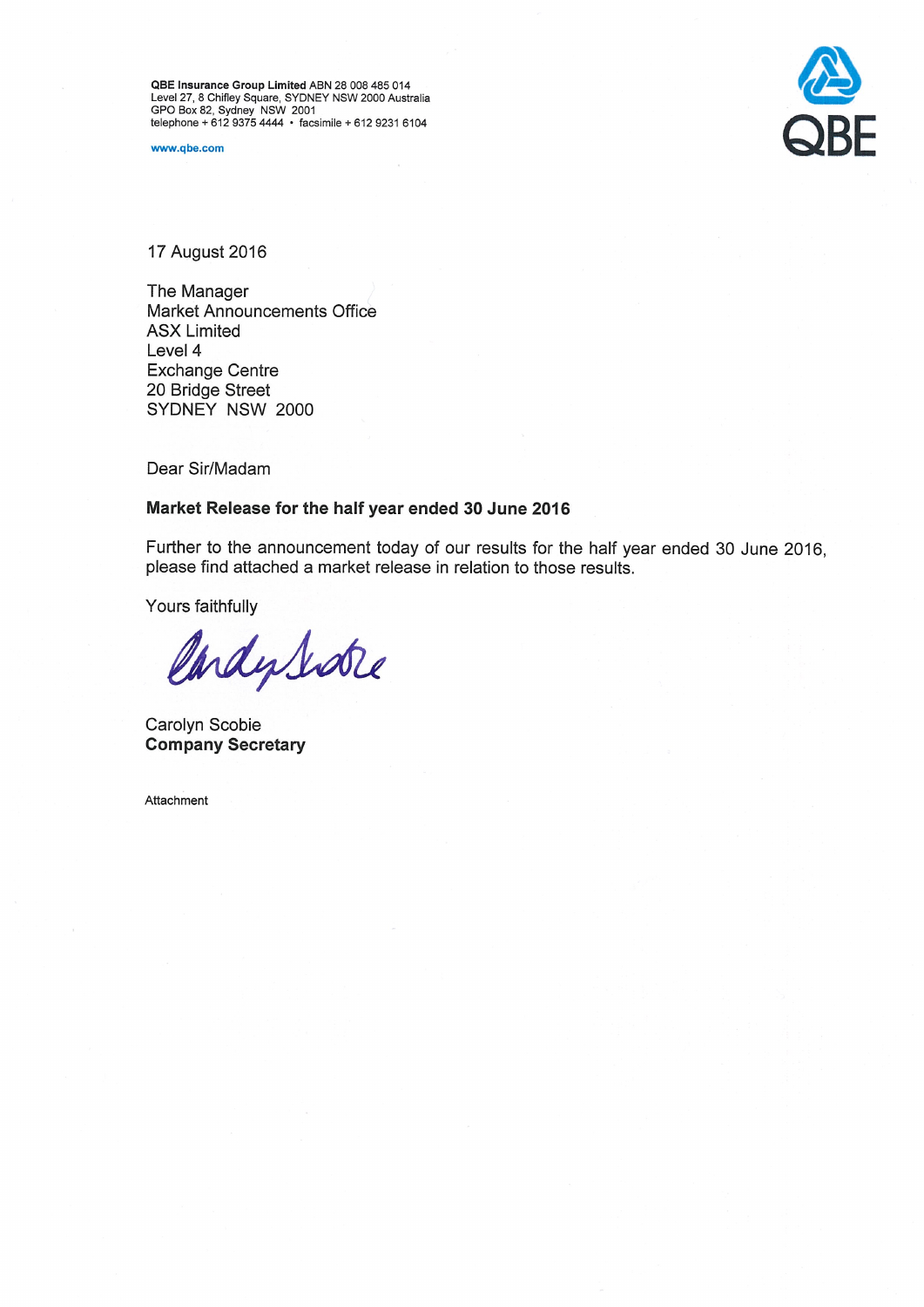**QBE Insurance Group Limited** ABN 28 008 485 014
Level 27, 8 Chifley Square, SYDNEY NSW 2000 Australia
GPO Box 82, Sydney NSW 2001
telephone + 612 9375 4444 • facsimile + 612 9231 6104

www.qbe.com

QBE

17 August 2016

The Manager
Market Announcements Office
ASX Limited
Level 4
Exchange Centre
20 Bridge Street
SYDNEY NSW 2000

Dear Sir/Madam

**Market Release for the half year ended 30 June 2016**

Further to the announcement today of our results for the half year ended 30 June 2016, please find attached a market release in relation to those results.

Yours faithfully

Carolyn Scobie
**Company Secretary**

Attachment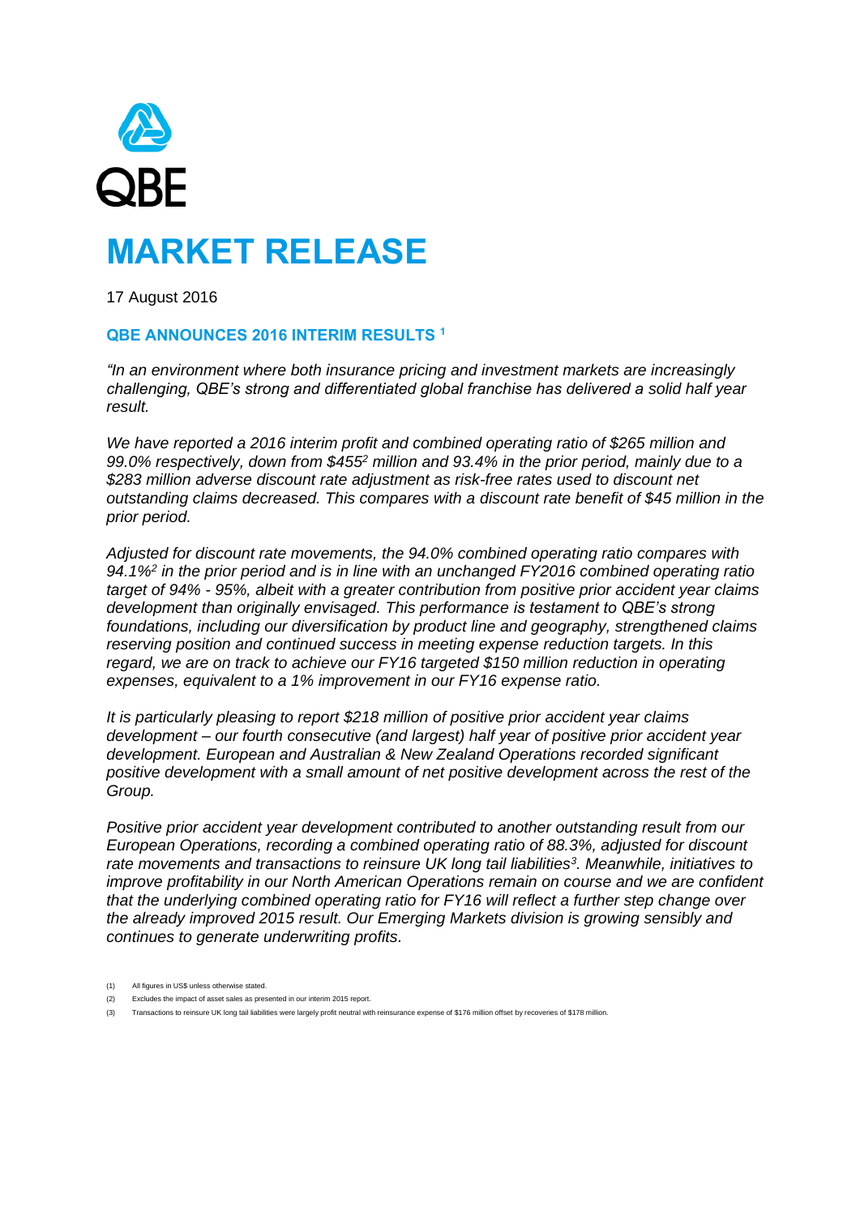QBE

# MARKET RELEASE

17 August 2016

## QBE ANNOUNCES 2016 INTERIM RESULTS [1]

*"In an environment where both insurance pricing and investment markets are increasingly challenging, QBE's strong and differentiated global franchise has delivered a solid half year result.*

*We have reported a 2016 interim profit and combined operating ratio of $265 million and 99.0% respectively, down from $455[2] million and 93.4% in the prior period, mainly due to a $283 million adverse discount rate adjustment as risk-free rates used to discount net outstanding claims decreased. This compares with a discount rate benefit of $45 million in the prior period.*

*Adjusted for discount rate movements, the 94.0% combined operating ratio compares with 94.1%[2] in the prior period and is in line with an unchanged FY2016 combined operating ratio target of 94% - 95%, albeit with a greater contribution from positive prior accident year claims development than originally envisaged. This performance is testament to QBE's strong foundations, including our diversification by product line and geography, strengthened claims reserving position and continued success in meeting expense reduction targets. In this regard, we are on track to achieve our FY16 targeted $150 million reduction in operating expenses, equivalent to a 1% improvement in our FY16 expense ratio.*

*It is particularly pleasing to report $218 million of positive prior accident year claims development – our fourth consecutive (and largest) half year of positive prior accident year development. European and Australian & New Zealand Operations recorded significant positive development with a small amount of net positive development across the rest of the Group.*

*Positive prior accident year development contributed to another outstanding result from our European Operations, recording a combined operating ratio of 88.3%, adjusted for discount rate movements and transactions to reinsure UK long tail liabilities[3]. Meanwhile, initiatives to improve profitability in our North American Operations remain on course and we are confident that the underlying combined operating ratio for FY16 will reflect a further step change over the already improved 2015 result. Our Emerging Markets division is growing sensibly and continues to generate underwriting profits.*

(1) All figures in US$ unless otherwise stated.

(2) Excludes the impact of asset sales as presented in our interim 2015 report.

(3) Transactions to reinsure UK long tail liabilities were largely profit neutral with reinsurance expense of $176 million offset by recoveries of $178 million.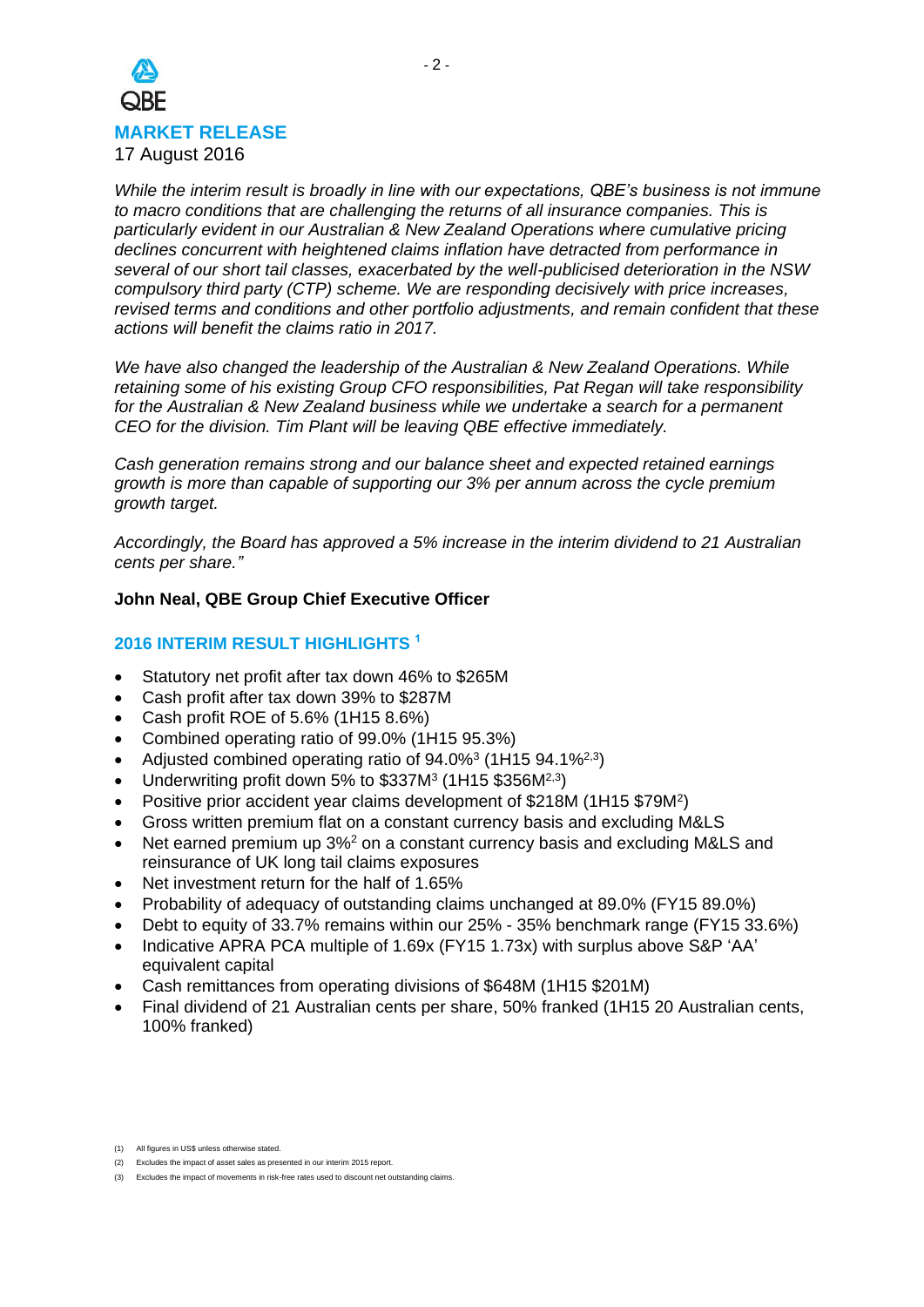**MARKET RELEASE**
17 August 2016

*While the interim result is broadly in line with our expectations, QBE's business is not immune to macro conditions that are challenging the returns of all insurance companies. This is particularly evident in our Australian & New Zealand Operations where cumulative pricing declines concurrent with heightened claims inflation have detracted from performance in several of our short tail classes, exacerbated by the well-publicised deterioration in the NSW compulsory third party (CTP) scheme. We are responding decisively with price increases, revised terms and conditions and other portfolio adjustments, and remain confident that these actions will benefit the claims ratio in 2017.*

*We have also changed the leadership of the Australian & New Zealand Operations. While retaining some of his existing Group CFO responsibilities, Pat Regan will take responsibility for the Australian & New Zealand business while we undertake a search for a permanent CEO for the division. Tim Plant will be leaving QBE effective immediately.*

*Cash generation remains strong and our balance sheet and expected retained earnings growth is more than capable of supporting our 3% per annum across the cycle premium growth target.*

*Accordingly, the Board has approved a 5% increase in the interim dividend to 21 Australian cents per share."*

**John Neal, QBE Group Chief Executive Officer**

## 2016 INTERIM RESULT HIGHLIGHTS [1]

- Statutory net profit after tax down 46% to $265M
- Cash profit after tax down 39% to $287M
- Cash profit ROE of 5.6% (1H15 8.6%)
- Combined operating ratio of 99.0% (1H15 95.3%)
- Adjusted combined operating ratio of 94.0%[3] (1H15 94.1%[2,3])
- Underwriting profit down 5% to $337M[3] (1H15 $356M[2,3])
- Positive prior accident year claims development of $218M (1H15 $79M[2])
- Gross written premium flat on a constant currency basis and excluding M&LS
- Net earned premium up 3%[2] on a constant currency basis and excluding M&LS and reinsurance of UK long tail claims exposures
- Net investment return for the half of 1.65%
- Probability of adequacy of outstanding claims unchanged at 89.0% (FY15 89.0%)
- Debt to equity of 33.7% remains within our 25% - 35% benchmark range (FY15 33.6%)
- Indicative APRA PCA multiple of 1.69x (FY15 1.73x) with surplus above S&P 'AA' equivalent capital
- Cash remittances from operating divisions of $648M (1H15 $201M)
- Final dividend of 21 Australian cents per share, 50% franked (1H15 20 Australian cents, 100% franked)

(1) All figures in US$ unless otherwise stated.

(2) Excludes the impact of asset sales as presented in our interim 2015 report.

(3) Excludes the impact of movements in risk-free rates used to discount net outstanding claims.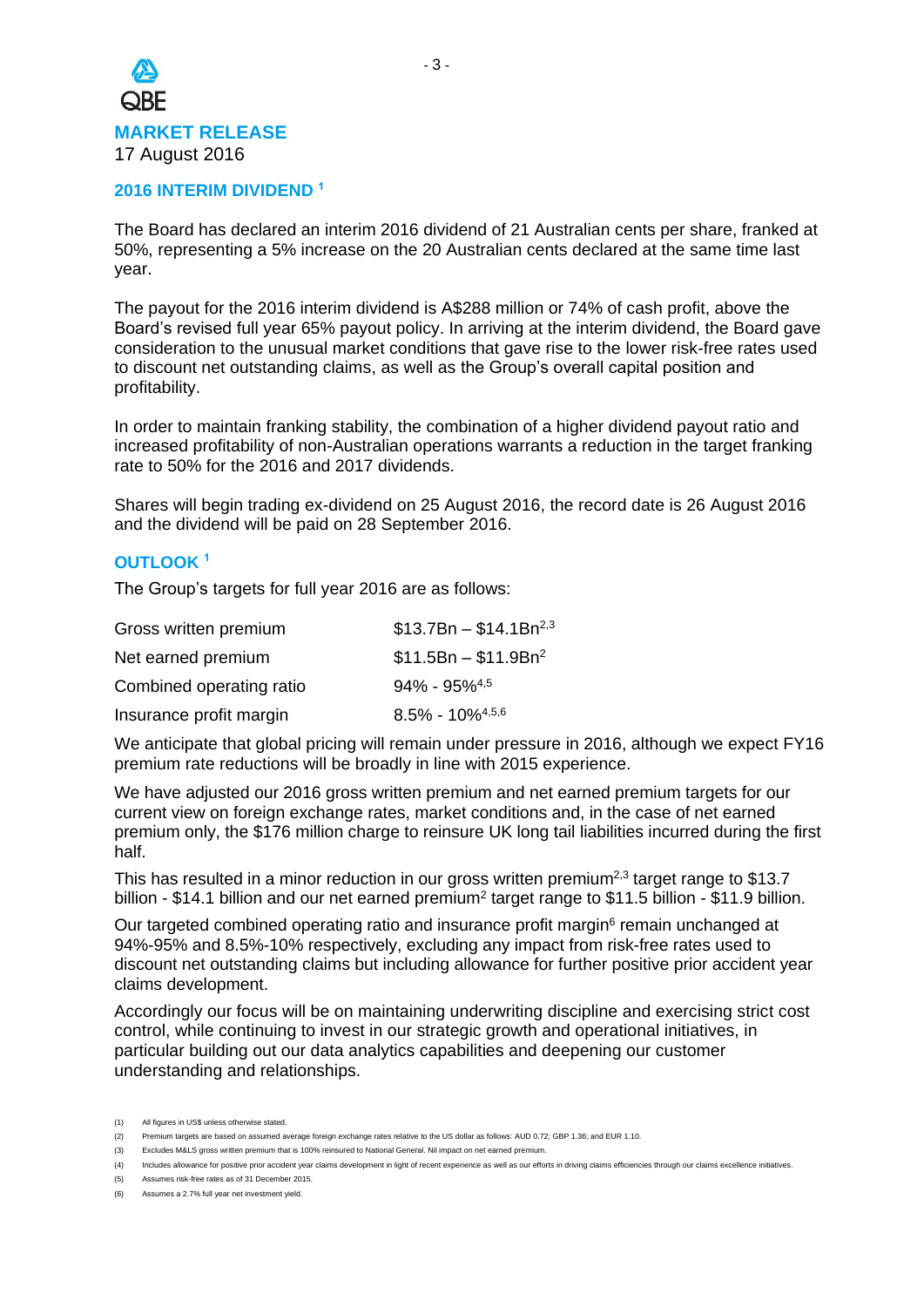QBE

**MARKET RELEASE**

17 August 2016

## 2016 INTERIM DIVIDEND [1]

The Board has declared an interim 2016 dividend of 21 Australian cents per share, franked at 50%, representing a 5% increase on the 20 Australian cents declared at the same time last year.

The payout for the 2016 interim dividend is A$288 million or 74% of cash profit, above the Board's revised full year 65% payout policy. In arriving at the interim dividend, the Board gave consideration to the unusual market conditions that gave rise to the lower risk-free rates used to discount net outstanding claims, as well as the Group's overall capital position and profitability.

In order to maintain franking stability, the combination of a higher dividend payout ratio and increased profitability of non-Australian operations warrants a reduction in the target franking rate to 50% for the 2016 and 2017 dividends.

Shares will begin trading ex-dividend on 25 August 2016, the record date is 26 August 2016 and the dividend will be paid on 28 September 2016.

## OUTLOOK [1]

The Group's targets for full year 2016 are as follows:

| | |
|---|---|
| Gross written premium | \$13.7Bn – \$14.1Bn[2,3] |
| Net earned premium | \$11.5Bn – \$11.9Bn[2] |
| Combined operating ratio | 94% - 95%[4,5] |
| Insurance profit margin | 8.5% - 10%[4,5,6] |

We anticipate that global pricing will remain under pressure in 2016, although we expect FY16 premium rate reductions will be broadly in line with 2015 experience.

We have adjusted our 2016 gross written premium and net earned premium targets for our current view on foreign exchange rates, market conditions and, in the case of net earned premium only, the \$176 million charge to reinsure UK long tail liabilities incurred during the first half.

This has resulted in a minor reduction in our gross written premium[2,3] target range to \$13.7 billion - \$14.1 billion and our net earned premium[2] target range to \$11.5 billion - \$11.9 billion.

Our targeted combined operating ratio and insurance profit margin[6] remain unchanged at 94%-95% and 8.5%-10% respectively, excluding any impact from risk-free rates used to discount net outstanding claims but including allowance for further positive prior accident year claims development.

Accordingly our focus will be on maintaining underwriting discipline and exercising strict cost control, while continuing to invest in our strategic growth and operational initiatives, in particular building out our data analytics capabilities and deepening our customer understanding and relationships.

(1) All figures in US\$ unless otherwise stated.
(2) Premium targets are based on assumed average foreign exchange rates relative to the US dollar as follows: AUD 0.72; GBP 1.36; and EUR 1.10.
(3) Excludes M&LS gross written premium that is 100% reinsured to National General. Nil impact on net earned premium.
(4) Includes allowance for positive prior accident year claims development in light of recent experience as well as our efforts in driving claims efficiencies through our claims excellence initiatives.
(5) Assumes risk-free rates as of 31 December 2015.
(6) Assumes a 2.7% full year net investment yield.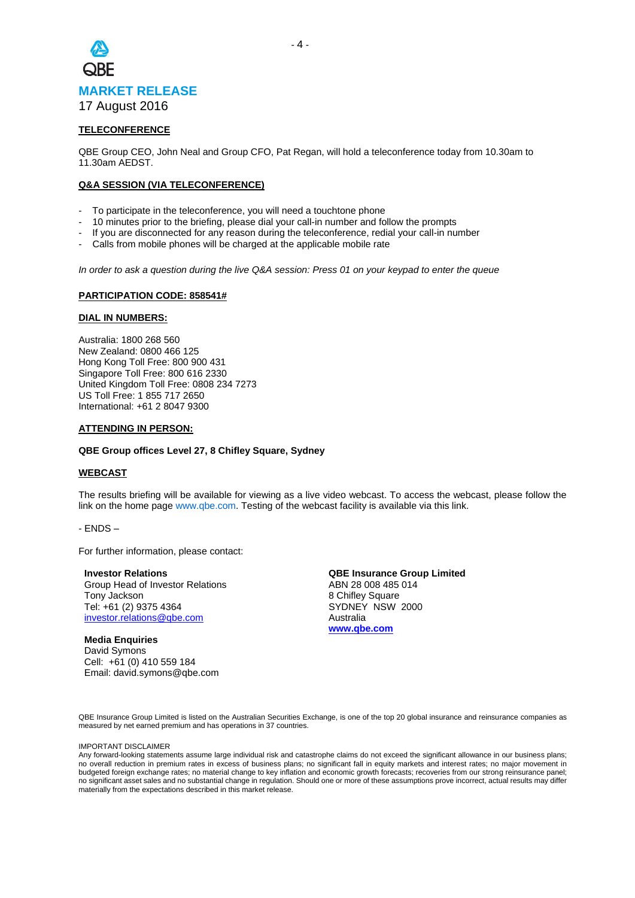**MARKET RELEASE**

17 August 2016

**TELECONFERENCE**

QBE Group CEO, John Neal and Group CFO, Pat Regan, will hold a teleconference today from 10.30am to 11.30am AEDST.

**Q&A SESSION (VIA TELECONFERENCE)**

- To participate in the teleconference, you will need a touchtone phone
- 10 minutes prior to the briefing, please dial your call-in number and follow the prompts
- If you are disconnected for any reason during the teleconference, redial your call-in number
- Calls from mobile phones will be charged at the applicable mobile rate

*In order to ask a question during the live Q&A session: Press 01 on your keypad to enter the queue*

**PARTICIPATION CODE: 858541#**

**DIAL IN NUMBERS:**

Australia: 1800 268 560
New Zealand: 0800 466 125
Hong Kong Toll Free: 800 900 431
Singapore Toll Free: 800 616 2330
United Kingdom Toll Free: 0808 234 7273
US Toll Free: 1 855 717 2650
International: +61 2 8047 9300

**ATTENDING IN PERSON:**

**QBE Group offices Level 27, 8 Chifley Square, Sydney**

**WEBCAST**

The results briefing will be available for viewing as a live video webcast. To access the webcast, please follow the link on the home page www.qbe.com. Testing of the webcast facility is available via this link.

- ENDS –

For further information, please contact:

**Investor Relations**
Group Head of Investor Relations
Tony Jackson
Tel: +61 (2) 9375 4364
investor.relations@qbe.com

**Media Enquiries**
David Symons
Cell: +61 (0) 410 559 184
Email: david.symons@qbe.com

**QBE Insurance Group Limited**
ABN 28 008 485 014
8 Chifley Square
SYDNEY NSW 2000
Australia
**www.qbe.com**

QBE Insurance Group Limited is listed on the Australian Securities Exchange, is one of the top 20 global insurance and reinsurance companies as measured by net earned premium and has operations in 37 countries.

IMPORTANT DISCLAIMER
Any forward-looking statements assume large individual risk and catastrophe claims do not exceed the significant allowance in our business plans; no overall reduction in premium rates in excess of business plans; no significant fall in equity markets and interest rates; no major movement in budgeted foreign exchange rates; no material change to key inflation and economic growth forecasts; recoveries from our strong reinsurance panel; no significant asset sales and no substantial change in regulation. Should one or more of these assumptions prove incorrect, actual results may differ materially from the expectations described in this market release.